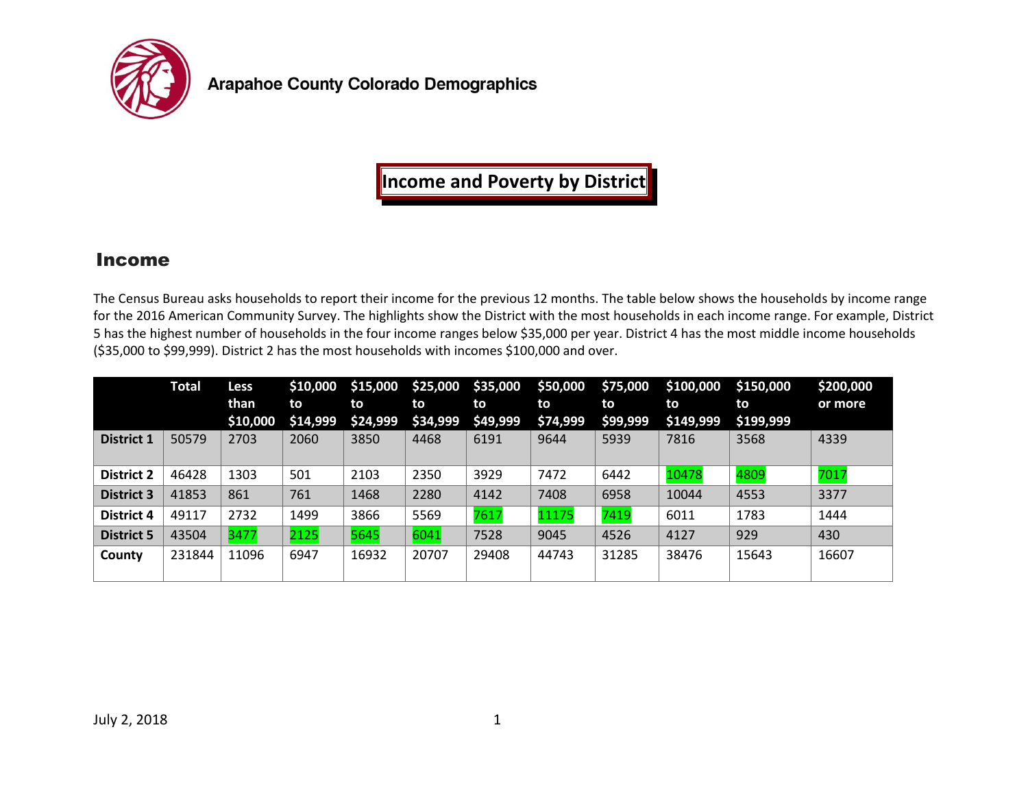# Arapahoe County Colorado Demographics

## Income and Poverty by District

### Income

The Census Bureau asks households to report their income for the previous 12 months. The table below shows the households by income range for the 2016 American Community Survey. The highlights show the District with the most households in each income range. For example, District 5 has the highest number of households in the four income ranges below $35,000 per year. District 4 has the most middle income households ($35,000 to $99,999). District 2 has the most households with incomes $100,000 and over.

| | Total | Less than $10,000 | $10,000 to $14,999 | $15,000 to $24,999 | $25,000 to $34,999 | $35,000 to $49,999 | $50,000 to $74,999 | $75,000 to $99,999 | $100,000 to $149,999 | $150,000 to $199,999 | $200,000 or more |
|---|---|---|---|---|---|---|---|---|---|---|---|
| **District 1** | 50579 | 2703 | 2060 | 3850 | 4468 | 6191 | 9644 | 5939 | 7816 | 3568 | 4339 |
| **District 2** | 46428 | 1303 | 501 | 2103 | 2350 | 3929 | 7472 | 6442 | 10478 | 4809 | 7017 |
| **District 3** | 41853 | 861 | 761 | 1468 | 2280 | 4142 | 7408 | 6958 | 10044 | 4553 | 3377 |
| **District 4** | 49117 | 2732 | 1499 | 3866 | 5569 | 7617 | 11175 | 7419 | 6011 | 1783 | 1444 |
| **District 5** | 43504 | 3477 | 2125 | 5645 | 6041 | 7528 | 9045 | 4526 | 4127 | 929 | 430 |
| **County** | 231844 | 11096 | 6947 | 16932 | 20707 | 29408 | 44743 | 31285 | 38476 | 15643 | 16607 |

July 2, 2018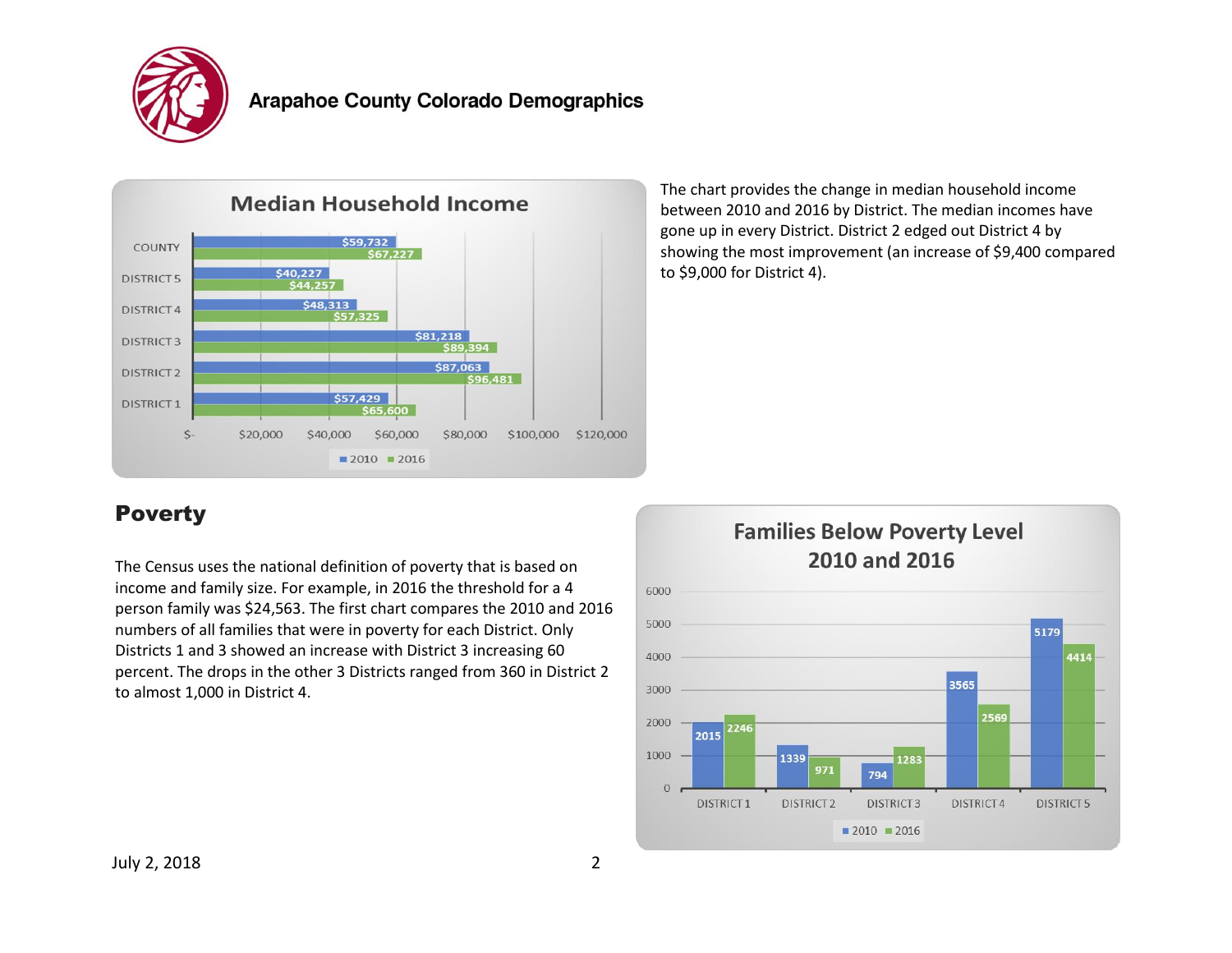# Arapahoe County Colorado Demographics

## Median Household Income

| | 2010 | 2016 |
|---|---|---|
| COUNTY | $59,732 | $67,227 |
| DISTRICT 5 | $40,227 | $44,257 |
| DISTRICT 4 | $48,313 | $57,325 |
| DISTRICT 3 | $81,218 | $89,394 |
| DISTRICT 2 | $87,063 | $96,481 |
| DISTRICT 1 | $57,429 | $65,600 |

The chart provides the change in median household income between 2010 and 2016 by District. The median incomes have gone up in every District. District 2 edged out District 4 by showing the most improvement (an increase of $9,400 compared to $9,000 for District 4).

## Poverty

The Census uses the national definition of poverty that is based on income and family size. For example, in 2016 the threshold for a 4 person family was $24,563. The first chart compares the 2010 and 2016 numbers of all families that were in poverty for each District. Only Districts 1 and 3 showed an increase with District 3 increasing 60 percent. The drops in the other 3 Districts ranged from 360 in District 2 to almost 1,000 in District 4.

### Families Below Poverty Level 2010 and 2016

| | 2010 | 2016 |
|---|---|---|
| DISTRICT 1 | 2015 | 2246 |
| DISTRICT 2 | 1339 | 971 |
| DISTRICT 3 | 794 | 1283 |
| DISTRICT 4 | 3565 | 2569 |
| DISTRICT 5 | 5179 | 4414 |

July 2, 2018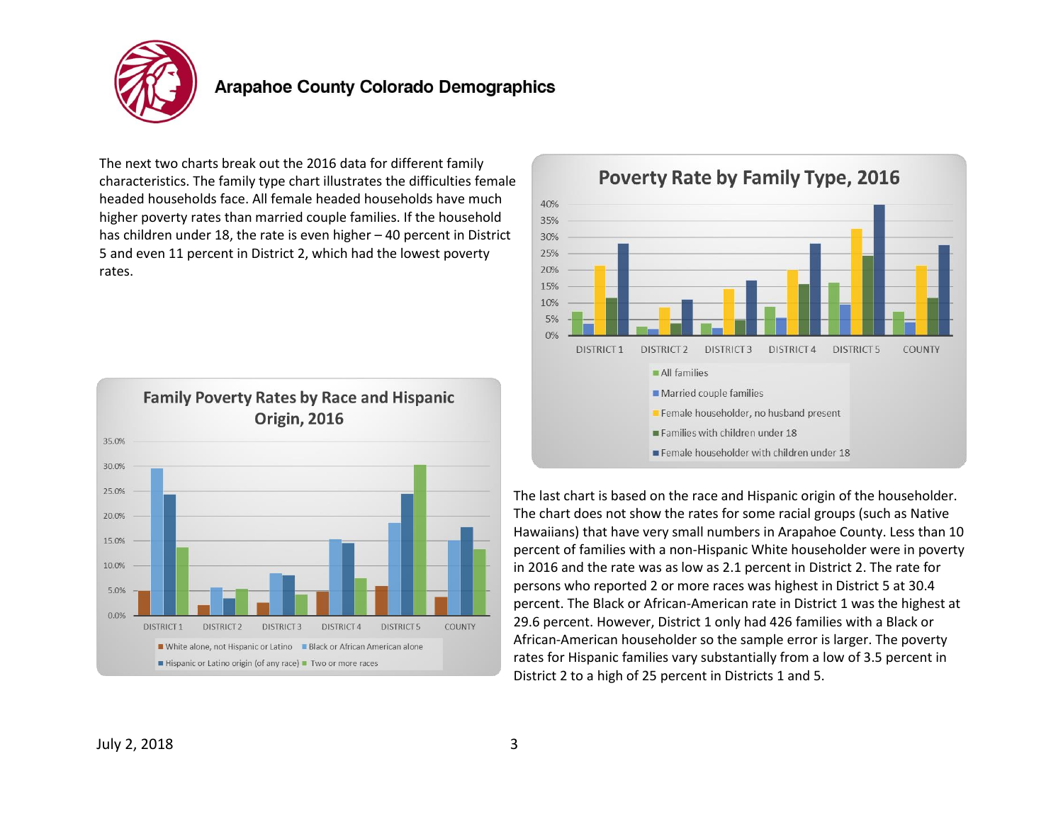# Arapahoe County Colorado Demographics

The next two charts break out the 2016 data for different family characteristics. The family type chart illustrates the difficulties female headed households face. All female headed households have much higher poverty rates than married couple families. If the household has children under 18, the rate is even higher – 40 percent in District 5 and even 11 percent in District 2, which had the lowest poverty rates.

**Poverty Rate by Family Type, 2016**

40%
35%
30%
25%
20%
15%
10%
5%
0%

DISTRICT 1
DISTRICT 2
DISTRICT 3
DISTRICT 4
DISTRICT 5
COUNTY

All families
Married couple families
Female householder, no husband present
Families with children under 18
Female householder with children under 18

**Family Poverty Rates by Race and Hispanic Origin, 2016**

35.0%
30.0%
25.0%
20.0%
15.0%
10.0%
5.0%
0.0%

DISTRICT 1
DISTRICT 2
DISTRICT 3
DISTRICT 4
DISTRICT 5
COUNTY

White alone, not Hispanic or Latino
Black or African American alone
Hispanic or Latino origin (of any race)
Two or more races

The last chart is based on the race and Hispanic origin of the householder. The chart does not show the rates for some racial groups (such as Native Hawaiians) that have very small numbers in Arapahoe County. Less than 10 percent of families with a non-Hispanic White householder were in poverty in 2016 and the rate was as low as 2.1 percent in District 2. The rate for persons who reported 2 or more races was highest in District 5 at 30.4 percent. The Black or African-American rate in District 1 was the highest at 29.6 percent. However, District 1 only had 426 families with a Black or African-American householder so the sample error is larger. The poverty rates for Hispanic families vary substantially from a low of 3.5 percent in District 2 to a high of 25 percent in Districts 1 and 5.

July 2, 2018